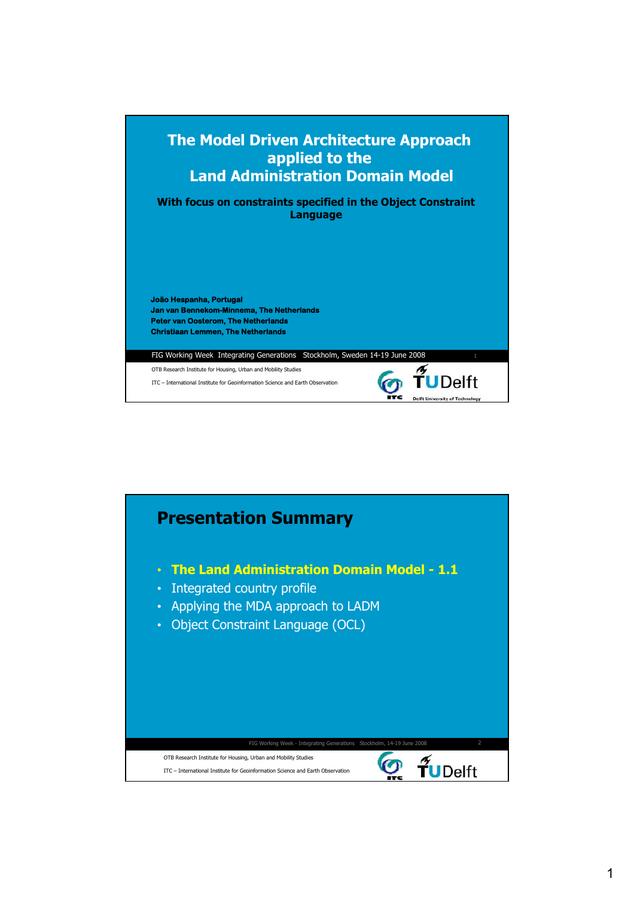# The Model Driven Architecture Approach applied to the Land Administration Domain Model

## With focus on constraints specified in the Object Constraint Language

**João Hespanha, Portugal**
**Jan van Bennekom-Minnema, The Netherlands**
**Peter van Oosterom, The Netherlands**
**Christiaan Lemmen, The Netherlands**

FIG Working Week Integrating Generations Stockholm, Sweden 14-19 June 2008

OTB Research Institute for Housing, Urban and Mobility Studies

ITC – International Institute for Geoinformation Science and Earth Observation

## Presentation Summary

- **The Land Administration Domain Model - 1.1**
- Integrated country profile
- Applying the MDA approach to LADM
- Object Constraint Language (OCL)

FIG Working Week - Integrating Generations Stockholm, 14-19 June 2008

OTB Research Institute for Housing, Urban and Mobility Studies

ITC – International Institute for Geoinformation Science and Earth Observation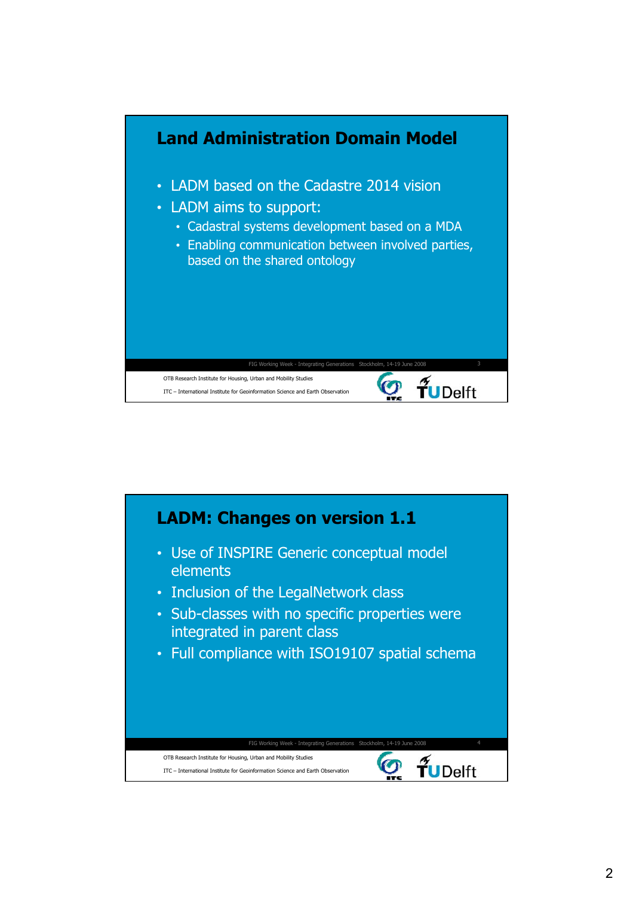## Land Administration Domain Model

- LADM based on the Cadastre 2014 vision
- LADM aims to support:
  - Cadastral systems development based on a MDA
  - Enabling communication between involved parties, based on the shared ontology

## LADM: Changes on version 1.1

- Use of INSPIRE Generic conceptual model elements
- Inclusion of the LegalNetwork class
- Sub-classes with no specific properties were integrated in parent class
- Full compliance with ISO19107 spatial schema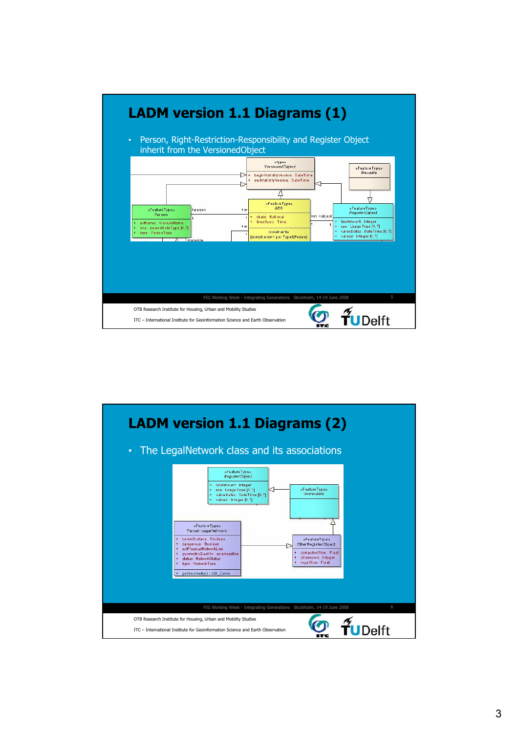# LADM version 1.1 Diagrams (1)

- Person, Right-Restriction-Responsibility and Register Object inherit from the VersionedObject

# LADM version 1.1 Diagrams (2)

- The LegalNetwork class and its associations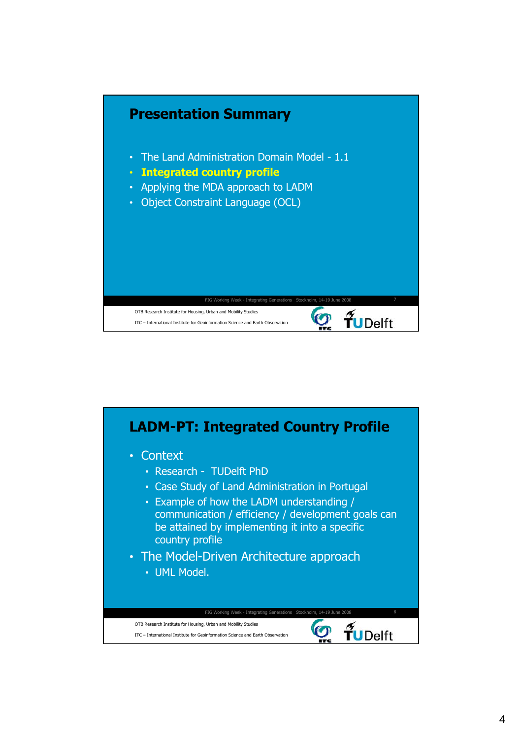## Presentation Summary

- The Land Administration Domain Model - 1.1
- **Integrated country profile**
- Applying the MDA approach to LADM
- Object Constraint Language (OCL)

OTB Research Institute for Housing, Urban and Mobility Studies

ITC – International Institute for Geoinformation Science and Earth Observation

## LADM-PT: Integrated Country Profile

- Context
  - Research - TUDelft PhD
  - Case Study of Land Administration in Portugal
  - Example of how the LADM understanding / communication / efficiency / development goals can be attained by implementing it into a specific country profile
- The Model-Driven Architecture approach
  - UML Model.

OTB Research Institute for Housing, Urban and Mobility Studies

ITC – International Institute for Geoinformation Science and Earth Observation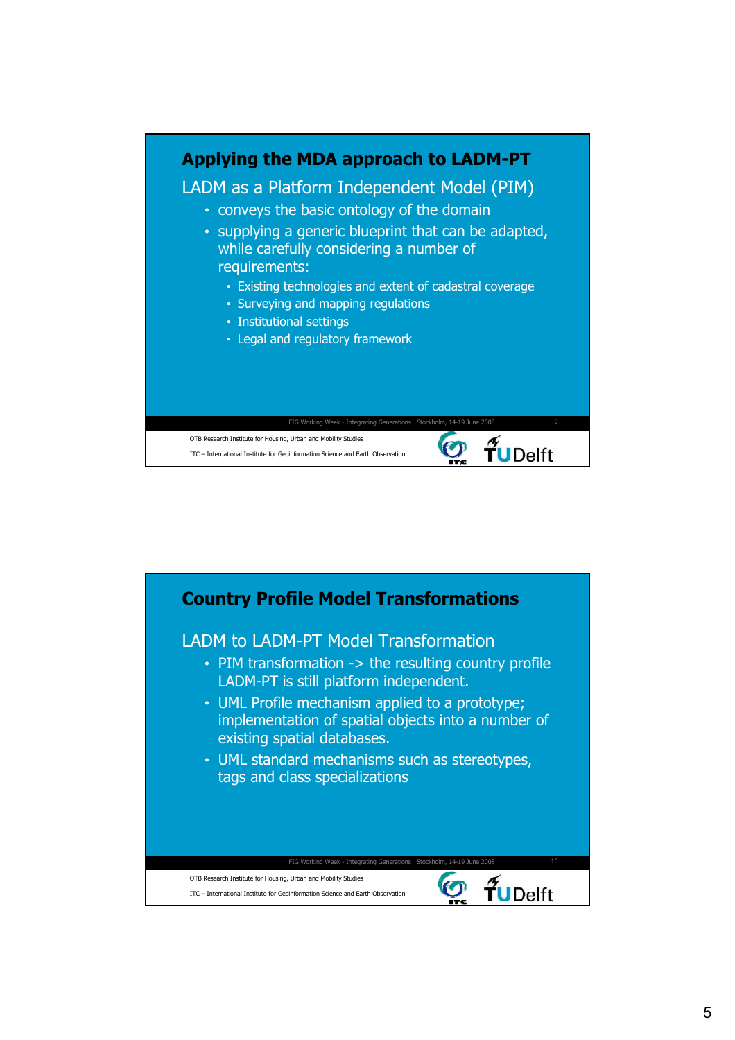## Applying the MDA approach to LADM-PT

LADM as a Platform Independent Model (PIM)

- conveys the basic ontology of the domain
- supplying a generic blueprint that can be adapted, while carefully considering a number of requirements:
  - Existing technologies and extent of cadastral coverage
  - Surveying and mapping regulations
  - Institutional settings
  - Legal and regulatory framework

## Country Profile Model Transformations

LADM to LADM-PT Model Transformation

- PIM transformation -> the resulting country profile LADM-PT is still platform independent.
- UML Profile mechanism applied to a prototype; implementation of spatial objects into a number of existing spatial databases.
- UML standard mechanisms such as stereotypes, tags and class specializations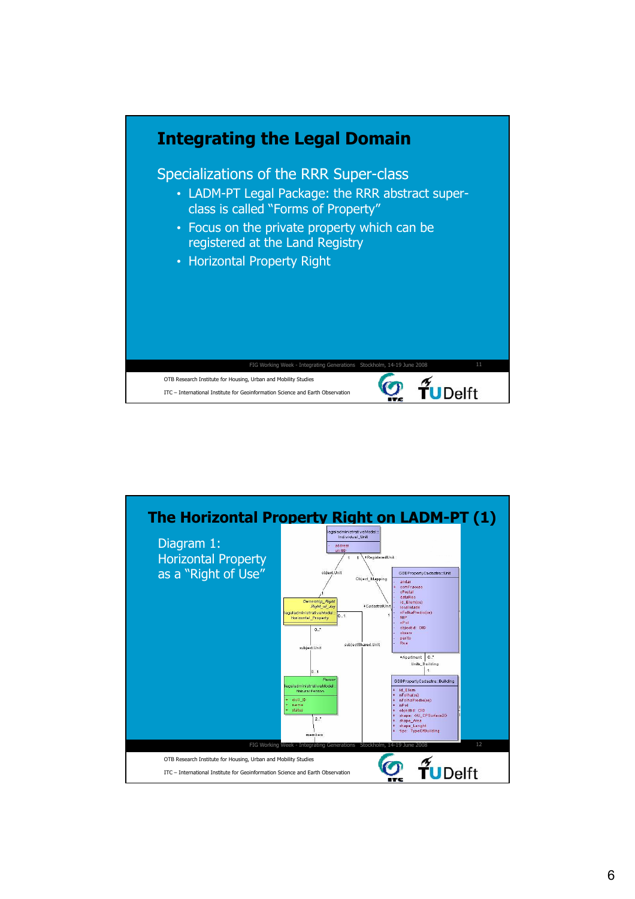## Integrating the Legal Domain

Specializations of the RRR Super-class

- LADM-PT Legal Package: the RRR abstract super-class is called "Forms of Property"
- Focus on the private property which can be registered at the Land Registry
- Horizontal Property Right

## The Horizontal Property Right on LADM-PT (1)

Diagram 1: Horizontal Property as a "Right of Use"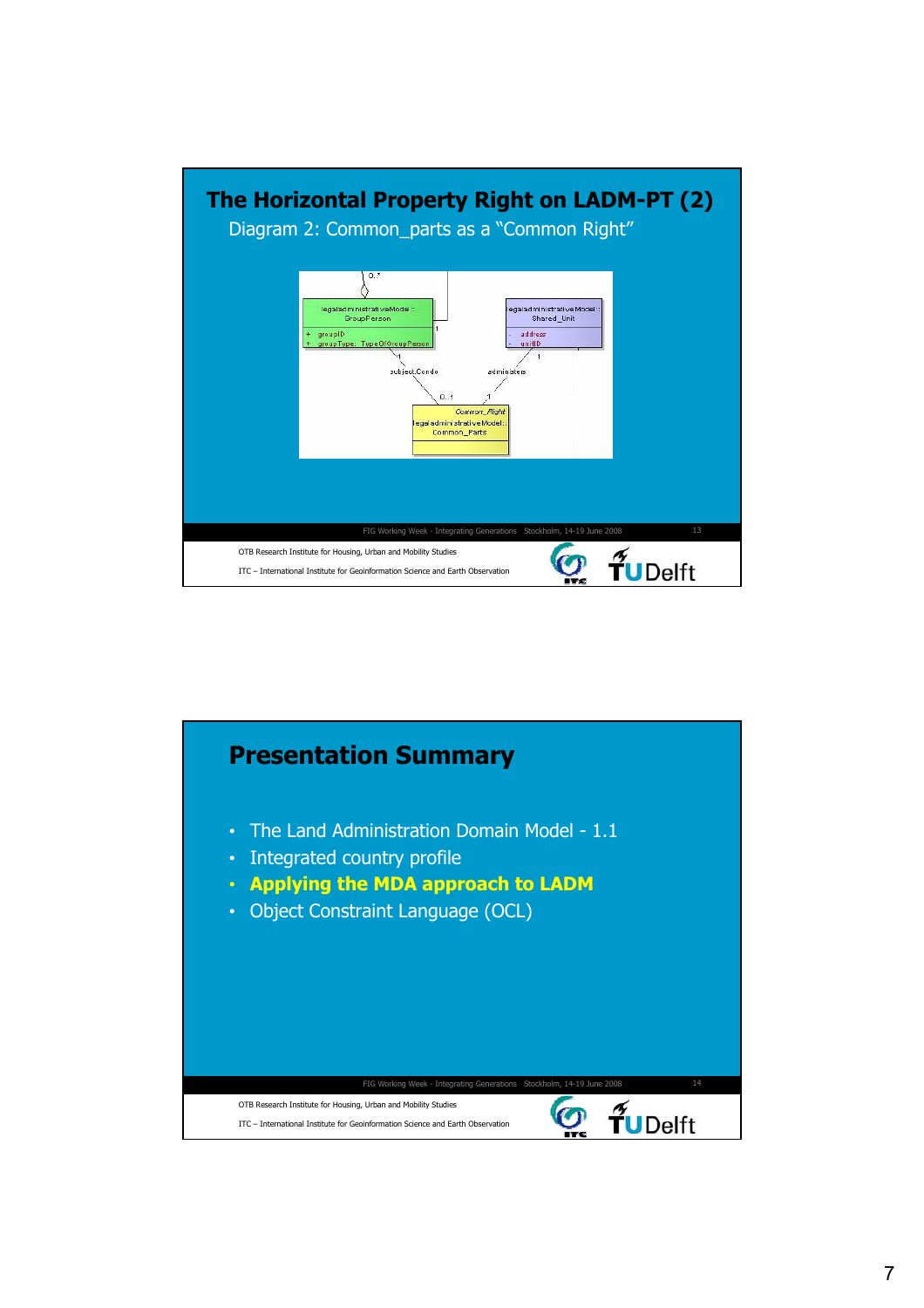## The Horizontal Property Right on LADM-PT (2)

Diagram 2: Common_parts as a "Common Right"

legaladministrativeModel::GroupPerson
+ groupID
+ groupType: TypeOfGroupPerson

legaladministrativeModel::Shared_Unit
- address
- unitID

Common_Right
legaladministrativeModel::Common_Parts

0..*, 1, subjectCondo, 0..1, administers, 1, 1

## Presentation Summary

- The Land Administration Domain Model - 1.1
- Integrated country profile
- **Applying the MDA approach to LADM**
- Object Constraint Language (OCL)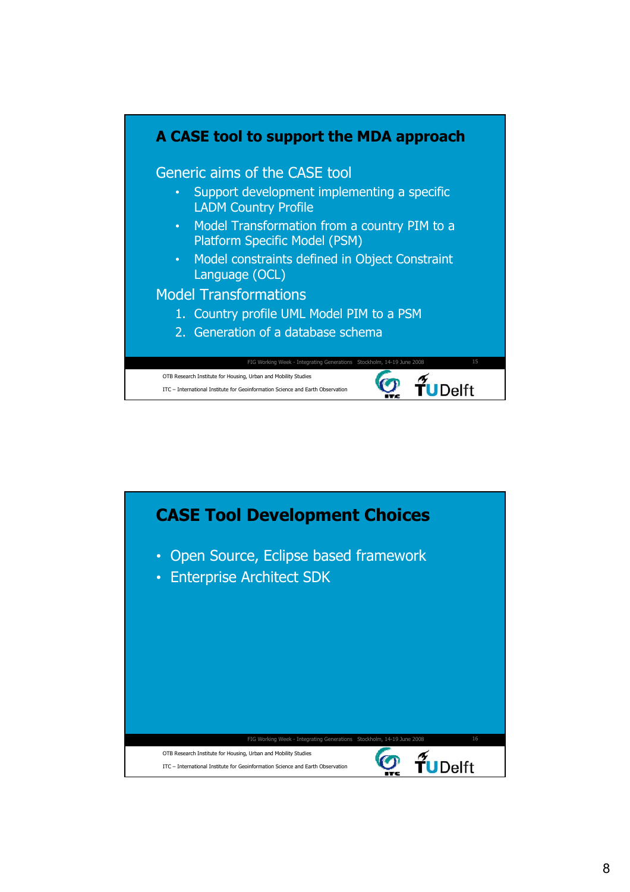## A CASE tool to support the MDA approach

### Generic aims of the CASE tool

- Support development implementing a specific LADM Country Profile
- Model Transformation from a country PIM to a Platform Specific Model (PSM)
- Model constraints defined in Object Constraint Language (OCL)

### Model Transformations

1. Country profile UML Model PIM to a PSM
2. Generation of a database schema

## CASE Tool Development Choices

- Open Source, Eclipse based framework
- Enterprise Architect SDK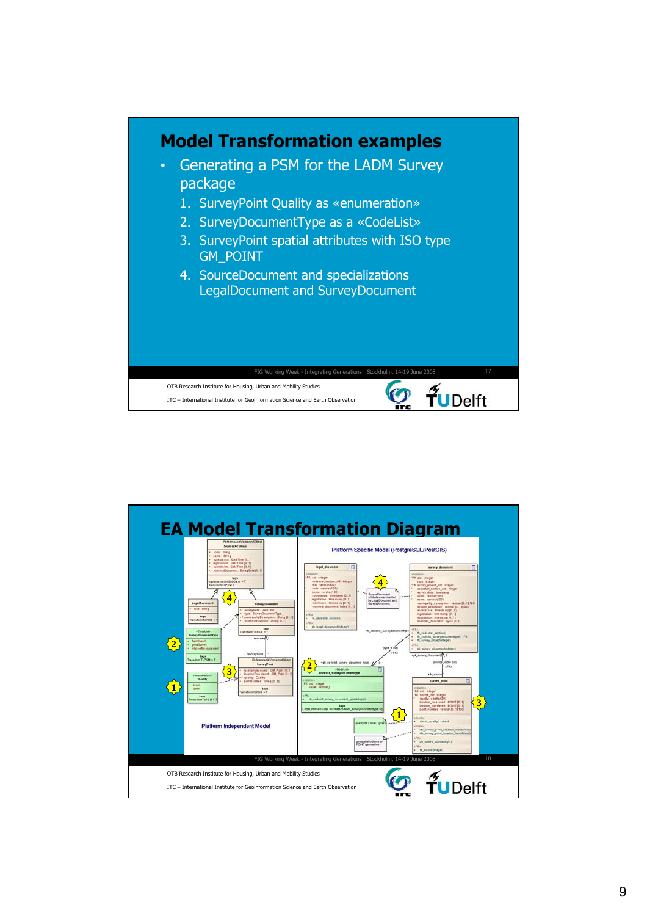## Model Transformation examples

- Generating a PSM for the LADM Survey package
  1. SurveyPoint Quality as «enumeration»
  2. SurveyDocumentType as a «CodeList»
  3. SurveyPoint spatial attributes with ISO type GM_POINT
  4. SourceDocument and specializations LegalDocument and SurveyDocument

FIG Working Week - Integrating Generations Stockholm, 14-19 June 2008

OTB Research Institute for Housing, Urban and Mobility Studies

ITC – International Institute for Geoinformation Science and Earth Observation

## EA Model Transformation Diagram

Platform Independent Model

Platform Specific Model (PostgreSQL/PostGIS)

FIG Working Week - Integrating Generations Stockholm, 14-19 June 2008

OTB Research Institute for Housing, Urban and Mobility Studies

ITC – International Institute for Geoinformation Science and Earth Observation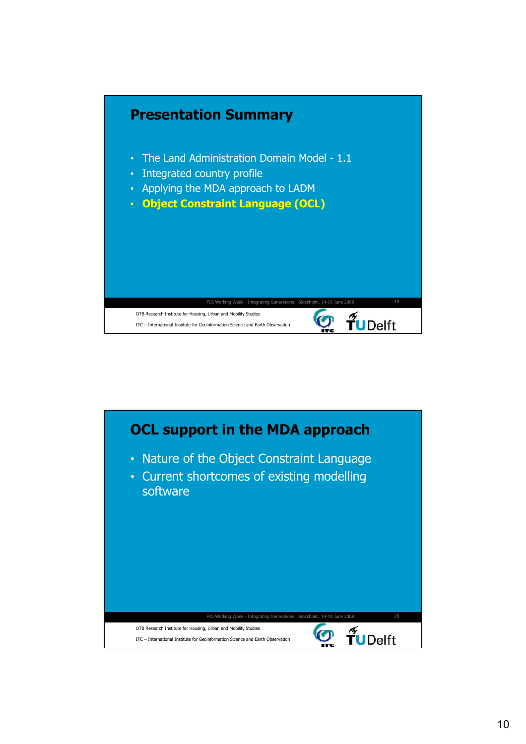## Presentation Summary

- The Land Administration Domain Model - 1.1
- Integrated country profile
- Applying the MDA approach to LADM
- **Object Constraint Language (OCL)**

FIG Working Week - Integrating Generations Stockholm, 14-19 June 2008

OTB Research Institute for Housing, Urban and Mobility Studies

ITC – International Institute for Geoinformation Science and Earth Observation

## OCL support in the MDA approach

- Nature of the Object Constraint Language
- Current shortcomes of existing modelling software

FIG Working Week - Integrating Generations Stockholm, 14-19 June 2008

OTB Research Institute for Housing, Urban and Mobility Studies

ITC – International Institute for Geoinformation Science and Earth Observation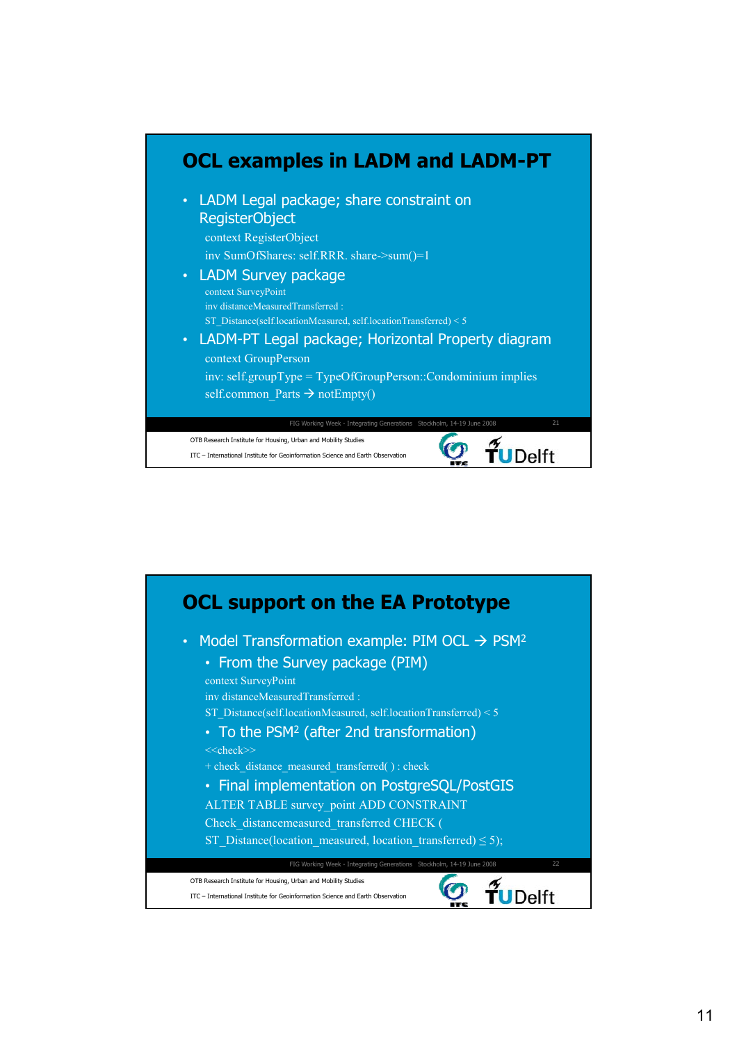## OCL examples in LADM and LADM-PT

- LADM Legal package; share constraint on RegisterObject

  context RegisterObject

  inv SumOfShares: self.RRR. share->sum()=1

- LADM Survey package

  context SurveyPoint

  inv distanceMeasuredTransferred :

  ST_Distance(self.locationMeasured, self.locationTransferred) < 5

- LADM-PT Legal package; Horizontal Property diagram

  context GroupPerson

  inv: self.groupType = TypeOfGroupPerson::Condominium implies

  self.common_Parts → notEmpty()

FIG Working Week - Integrating Generations Stockholm, 14-19 June 2008

OTB Research Institute for Housing, Urban and Mobility Studies

ITC – International Institute for Geoinformation Science and Earth Observation

## OCL support on the EA Prototype

- Model Transformation example: PIM OCL → PSM²
  - From the Survey package (PIM)

    context SurveyPoint

    inv distanceMeasuredTransferred :

    ST_Distance(self.locationMeasured, self.locationTransferred) < 5

  - To the PSM² (after 2nd transformation)

    <<check>>

    + check_distance_measured_transferred( ) : check

  - Final implementation on PostgreSQL/PostGIS

    ALTER TABLE survey_point ADD CONSTRAINT

    Check_distancemeasured_transferred CHECK (

    ST_Distance(location_measured, location_transferred) ≤ 5);

FIG Working Week - Integrating Generations Stockholm, 14-19 June 2008

OTB Research Institute for Housing, Urban and Mobility Studies

ITC – International Institute for Geoinformation Science and Earth Observation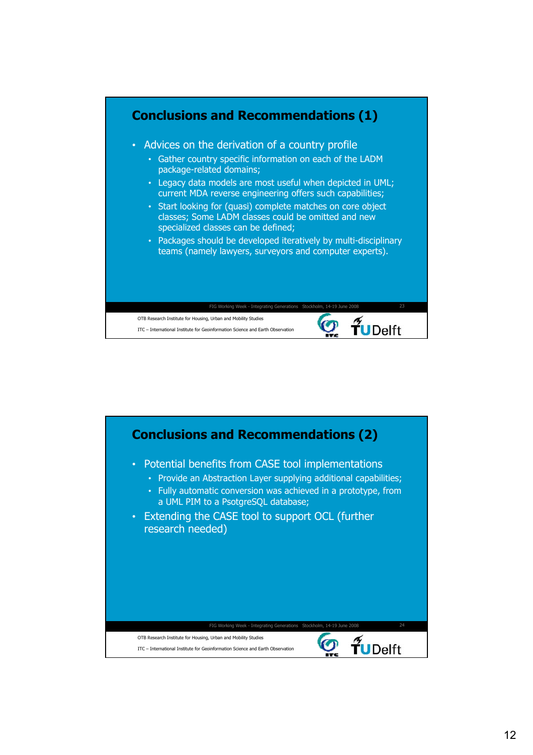## Conclusions and Recommendations (1)

- Advices on the derivation of a country profile
  - Gather country specific information on each of the LADM package-related domains;
  - Legacy data models are most useful when depicted in UML; current MDA reverse engineering offers such capabilities;
  - Start looking for (quasi) complete matches on core object classes; Some LADM classes could be omitted and new specialized classes can be defined;
  - Packages should be developed iteratively by multi-disciplinary teams (namely lawyers, surveyors and computer experts).

## Conclusions and Recommendations (2)

- Potential benefits from CASE tool implementations
  - Provide an Abstraction Layer supplying additional capabilities;
  - Fully automatic conversion was achieved in a prototype, from a UML PIM to a PsotgreSQL database;
- Extending the CASE tool to support OCL (further research needed)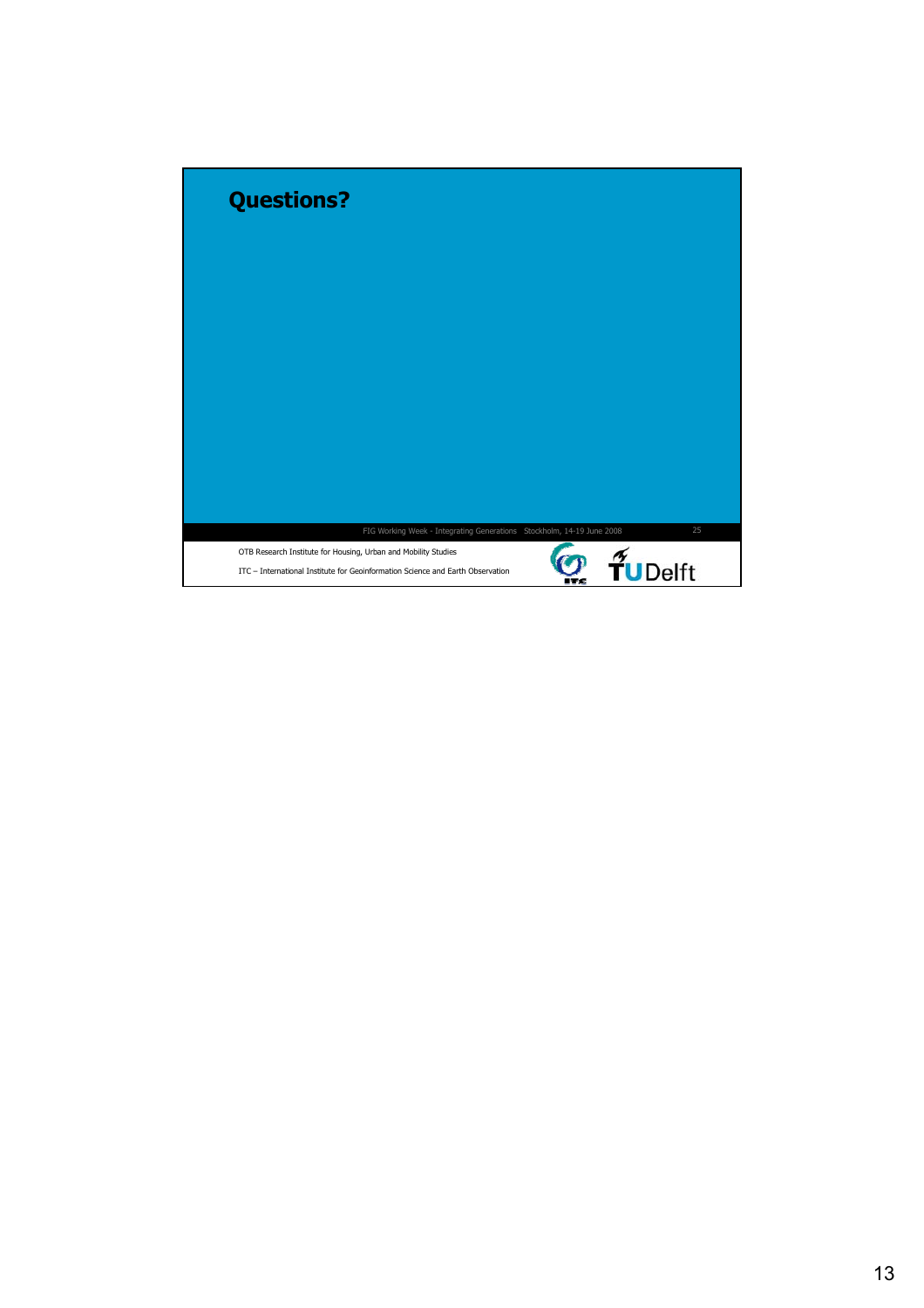# Questions?

OTB Research Institute for Housing, Urban and Mobility Studies

ITC – International Institute for Geoinformation Science and Earth Observation